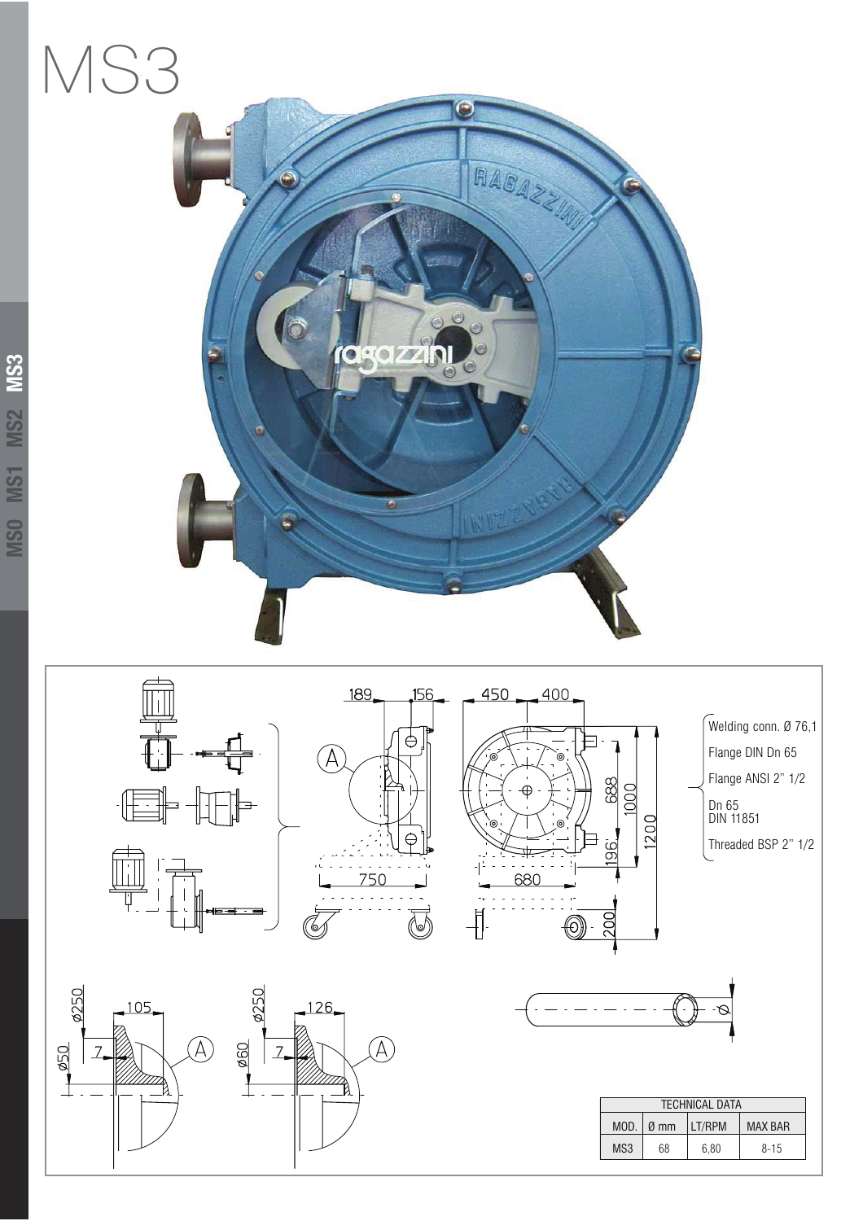# MS3

- Welding conn. Ø 76,1
- Flange DIN Dn 65
- Flange ANSI 2" 1/2
- Dn 65 DIN 11851
- Threaded BSP 2" 1/2

| TECHNICAL DATA | | | |
|---|---|---|---|
| MOD. | Ø mm | LT/RPM | MAX BAR |
| MS3 | 68 | 6,80 | 8-15 |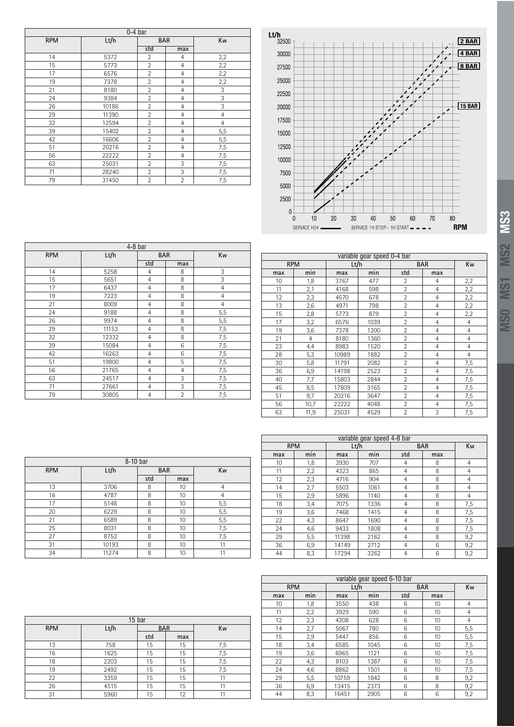| 0-4 bar | | | | |
|---|---|---|---|---|
| RPM | Lt/h | BAR | | Kw |
| | | std | max | |
| 14 | 5372 | 2 | 4 | 2,2 |
| 15 | 5773 | 2 | 4 | 2,2 |
| 17 | 6576 | 2 | 4 | 2,2 |
| 19 | 7378 | 2 | 4 | 2,2 |
| 21 | 8180 | 2 | 4 | 3 |
| 24 | 9384 | 2 | 4 | 3 |
| 26 | 10186 | 2 | 4 | 3 |
| 29 | 11390 | 2 | 4 | 4 |
| 32 | 12594 | 2 | 4 | 4 |
| 39 | 15402 | 2 | 4 | 5,5 |
| 42 | 16606 | 2 | 4 | 5,5 |
| 51 | 20216 | 2 | 4 | 7,5 |
| 56 | 22222 | 2 | 4 | 7,5 |
| 63 | 25031 | 2 | 3 | 7,5 |
| 71 | 28240 | 2 | 3 | 7,5 |
| 79 | 31450 | 2 | 2 | 7,5 |

Lt/h

32500
30000
27500
25000
22500
20000
17500
15000
12500
10000
7500
5000
2500
0

0 10 20 30 40 50 60 70 80

RPM

2 BAR
4 BAR
8 BAR
15 BAR

SERVICE H24
SERVICE 1H STOP - 1H START

| 4-8 bar | | | | |
|---|---|---|---|---|
| RPM | Lt/h | BAR | | Kw |
| | | std | max | |
| 14 | 5258 | 4 | 8 | 3 |
| 15 | 5651 | 4 | 8 | 3 |
| 17 | 6437 | 4 | 8 | 4 |
| 19 | 7223 | 4 | 8 | 4 |
| 21 | 8009 | 4 | 8 | 4 |
| 24 | 9188 | 4 | 8 | 5,5 |
| 26 | 9974 | 4 | 8 | 5,5 |
| 29 | 11153 | 4 | 8 | 7,5 |
| 32 | 12332 | 4 | 8 | 7,5 |
| 39 | 15084 | 4 | 6 | 7,5 |
| 42 | 16263 | 4 | 6 | 7,5 |
| 51 | 19800 | 4 | 5 | 7,5 |
| 56 | 21765 | 4 | 4 | 7,5 |
| 63 | 24517 | 4 | 3 | 7,5 |
| 71 | 27661 | 4 | 3 | 7,5 |
| 79 | 30805 | 4 | 2 | 7,5 |

| variable gear speed 0-4 bar | | | | | | |
|---|---|---|---|---|---|---|
| RPM | | Lt/h | | BAR | | Kw |
| max | min | max | min | std | max | |
| 10 | 1,8 | 3767 | 477 | 2 | 4 | 2,2 |
| 11 | 2,1 | 4168 | 598 | 2 | 4 | 2,2 |
| 12 | 2,3 | 4570 | 678 | 2 | 4 | 2,2 |
| 13 | 2,6 | 4971 | 798 | 2 | 4 | 2,2 |
| 15 | 2,8 | 5773 | 879 | 2 | 4 | 2,2 |
| 17 | 3,2 | 6576 | 1039 | 2 | 4 | 4 |
| 19 | 3,6 | 7378 | 1200 | 2 | 4 | 4 |
| 21 | 4 | 8180 | 1360 | 2 | 4 | 4 |
| 23 | 4,4 | 8983 | 1520 | 2 | 4 | 4 |
| 28 | 5,3 | 10989 | 1882 | 2 | 4 | 4 |
| 30 | 5,8 | 11791 | 2082 | 2 | 4 | 7,5 |
| 36 | 6,9 | 14198 | 2523 | 2 | 4 | 7,5 |
| 40 | 7,7 | 15803 | 2844 | 2 | 4 | 7,5 |
| 45 | 8,5 | 17809 | 3165 | 2 | 4 | 7,5 |
| 51 | 9,7 | 20216 | 3647 | 2 | 4 | 7,5 |
| 56 | 10,7 | 22222 | 4048 | 2 | 4 | 7,5 |
| 63 | 11,9 | 25031 | 4529 | 2 | 3 | 7,5 |

| variable gear speed 4-8 bar | | | | | | |
|---|---|---|---|---|---|---|
| RPM | | Lt/h | | BAR | | Kw |
| max | min | max | min | std | max | |
| 10 | 1,8 | 3930 | 707 | 4 | 8 | 4 |
| 11 | 2,2 | 4323 | 865 | 4 | 8 | 4 |
| 12 | 2,3 | 4716 | 904 | 4 | 8 | 4 |
| 14 | 2,7 | 5503 | 1061 | 4 | 8 | 4 |
| 15 | 2,9 | 5896 | 1140 | 4 | 8 | 4 |
| 18 | 3,4 | 7075 | 1336 | 4 | 8 | 7,5 |
| 19 | 3,6 | 7468 | 1415 | 4 | 8 | 7,5 |
| 22 | 4,3 | 8647 | 1690 | 4 | 8 | 7,5 |
| 24 | 4,6 | 9433 | 1808 | 4 | 8 | 7,5 |
| 29 | 5,5 | 11398 | 2162 | 4 | 8 | 9,2 |
| 36 | 6,9 | 14149 | 2712 | 4 | 6 | 9,2 |
| 44 | 8,3 | 17294 | 3262 | 4 | 6 | 9,2 |

| 8-10 bar | | | | |
|---|---|---|---|---|
| RPM | Lt/h | BAR | | Kw |
| | | std | max | |
| 13 | 3706 | 8 | 10 | 4 |
| 16 | 4787 | 8 | 10 | 4 |
| 17 | 5148 | 8 | 10 | 5,5 |
| 20 | 6229 | 8 | 10 | 5,5 |
| 21 | 6589 | 8 | 10 | 5,5 |
| 25 | 8031 | 8 | 10 | 7,5 |
| 27 | 8752 | 8 | 10 | 7,5 |
| 31 | 10193 | 8 | 10 | 11 |
| 34 | 11274 | 8 | 10 | 11 |

| variable gear speed 6-10 bar | | | | | | |
|---|---|---|---|---|---|---|
| RPM | | Lt/h | | BAR | | Kw |
| max | min | max | min | std | max | |
| 10 | 1,8 | 3550 | 438 | 6 | 10 | 4 |
| 11 | 2,2 | 3929 | 590 | 6 | 10 | 4 |
| 12 | 2,3 | 4308 | 628 | 6 | 10 | 4 |
| 14 | 2,7 | 5067 | 780 | 6 | 10 | 5,5 |
| 15 | 2,9 | 5447 | 856 | 6 | 10 | 5,5 |
| 18 | 3,4 | 6585 | 1045 | 6 | 10 | 7,5 |
| 19 | 3,6 | 6965 | 1121 | 6 | 10 | 7,5 |
| 22 | 4,3 | 8103 | 1387 | 6 | 10 | 7,5 |
| 24 | 4,6 | 8862 | 1501 | 6 | 10 | 7,5 |
| 29 | 5,5 | 10759 | 1842 | 6 | 8 | 9,2 |
| 36 | 6,9 | 13415 | 2373 | 6 | 8 | 9,2 |
| 44 | 8,3 | 16451 | 2905 | 6 | 6 | 9,2 |

| 15 bar | | | | |
|---|---|---|---|---|
| RPM | Lt/h | BAR | | Kw |
| | | std | max | |
| 13 | 758 | 15 | 15 | 7,5 |
| 16 | 1625 | 15 | 15 | 7,5 |
| 18 | 2203 | 15 | 15 | 7,5 |
| 19 | 2492 | 15 | 15 | 7,5 |
| 22 | 3359 | 15 | 15 | 11 |
| 26 | 4515 | 15 | 15 | 11 |
| 31 | 5960 | 15 | 12 | 11 |